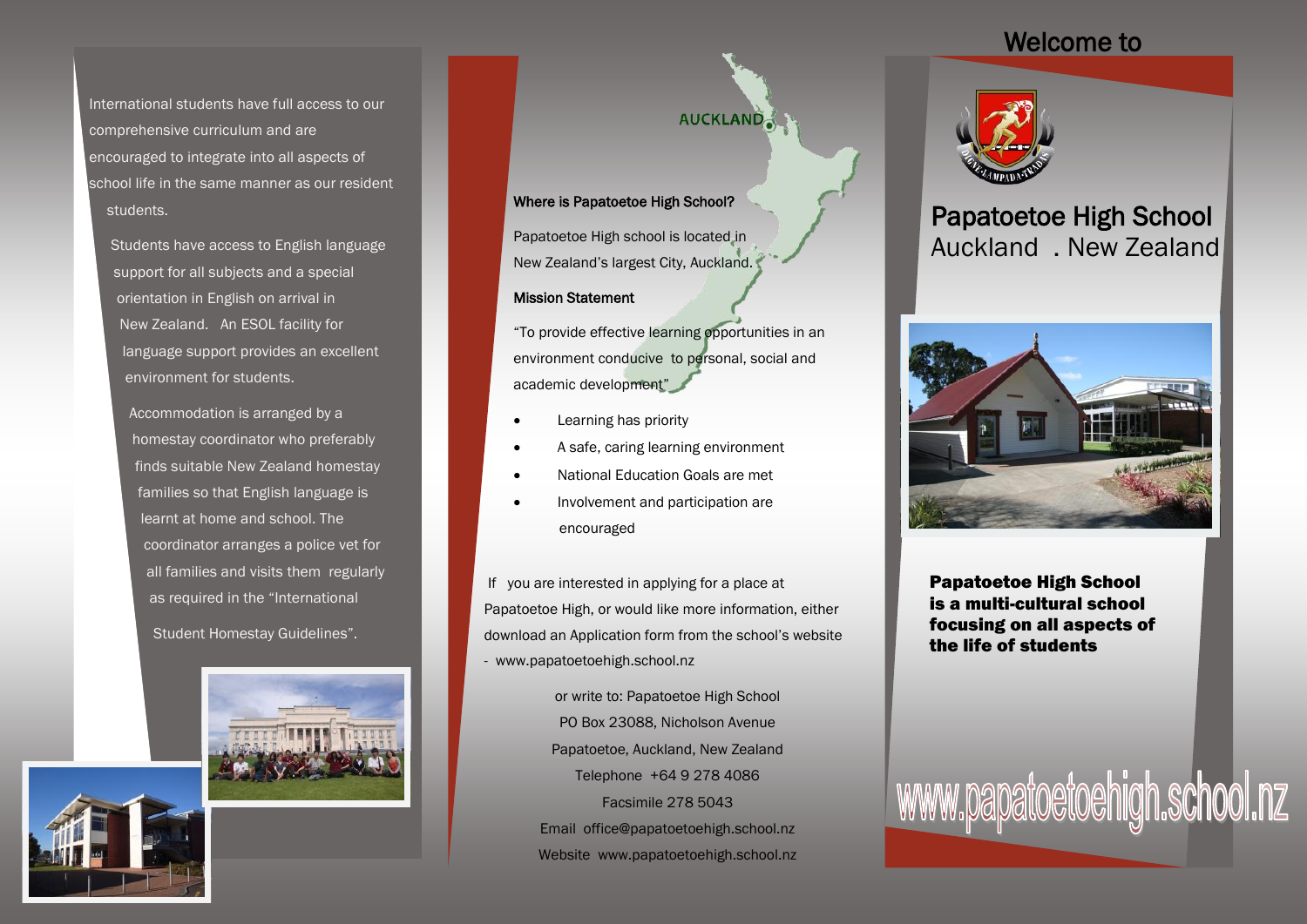International students have full access to our comprehensive curriculum and are encouraged to integrate into all aspects of school life in the same manner as our resident students.

Students have access to English language support for all subjects and a special orientation in English on arrival in New Zealand. An ESOL facility for language support provides an excellent environment for students.

Accommodation is arranged by a homestay coordinator who preferably finds suitable New Zealand homestay families so that English language is learnt at home and school. The coordinator arranges a police vet for all families and visits them regularly as required in the "International Student Homestay Guidelines".

AUCKLAND

**Where is Papatoetoe High School?**

Papatoetoe High school is located in New Zealand's largest City, Auckland.

**Mission Statement**

"To provide effective learning opportunities in an environment conducive to personal, social and academic development"

- Learning has priority
- A safe, caring learning environment
- National Education Goals are met
- Involvement and participation are encouraged

If you are interested in applying for a place at Papatoetoe High, or would like more information, either download an Application form from the school's website - www.papatoetoehigh.school.nz

or write to: Papatoetoe High School
PO Box 23088, Nicholson Avenue
Papatoetoe, Auckland, New Zealand
Telephone +64 9 278 4086
Facsimile 278 5043
Email office@papatoetoehigh.school.nz
Website www.papatoetoehigh.school.nz

# Welcome to

# Papatoetoe High School

## Auckland . New Zealand

**Papatoetoe High School is a multi-cultural school focusing on all aspects of the life of students**

www.papatoetoehigh.school.nz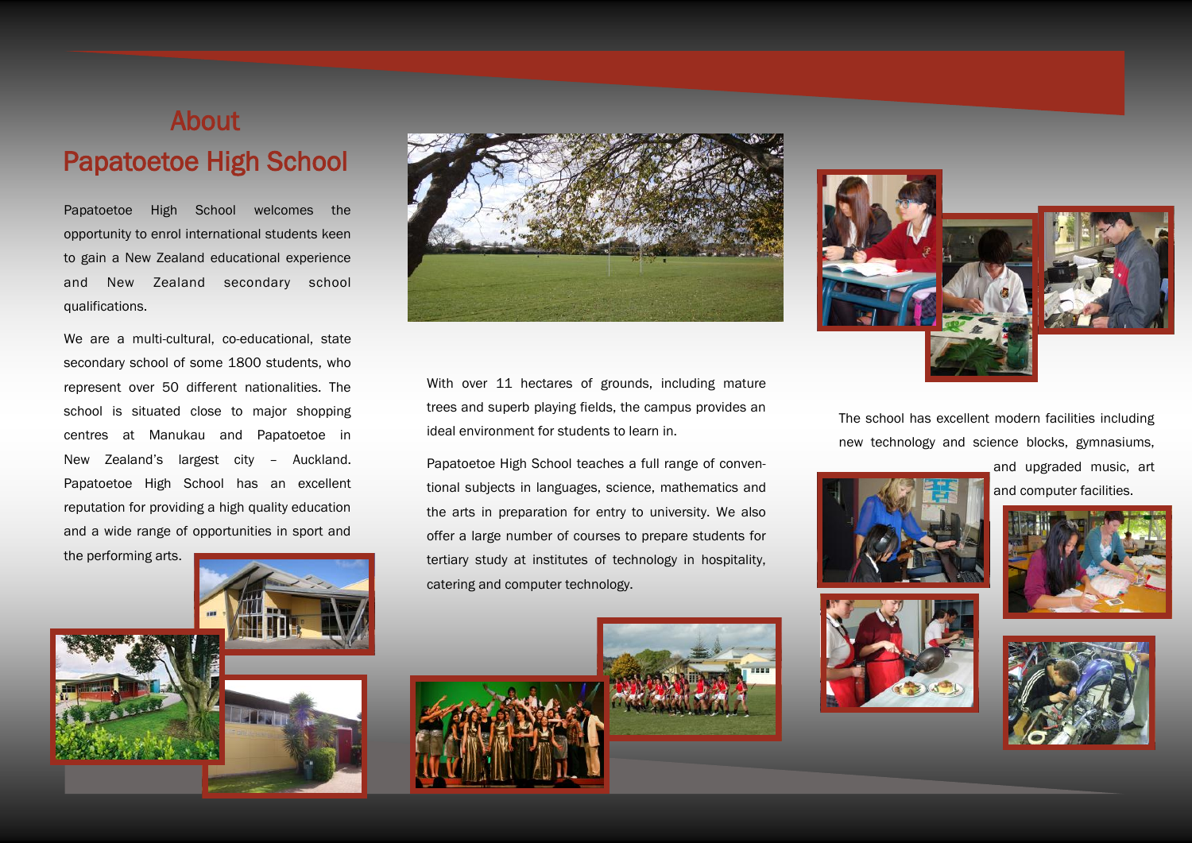# About Papatoetoe High School

Papatoetoe High School welcomes the opportunity to enrol international students keen to gain a New Zealand educational experience and New Zealand secondary school qualifications.

We are a multi-cultural, co-educational, state secondary school of some 1800 students, who represent over 50 different nationalities. The school is situated close to major shopping centres at Manukau and Papatoetoe in New Zealand's largest city – Auckland. Papatoetoe High School has an excellent reputation for providing a high quality education and a wide range of opportunities in sport and the performing arts.

With over 11 hectares of grounds, including mature trees and superb playing fields, the campus provides an ideal environment for students to learn in.

Papatoetoe High School teaches a full range of conventional subjects in languages, science, mathematics and the arts in preparation for entry to university. We also offer a large number of courses to prepare students for tertiary study at institutes of technology in hospitality, catering and computer technology.

The school has excellent modern facilities including new technology and science blocks, gymnasiums, and upgraded music, art and computer facilities.